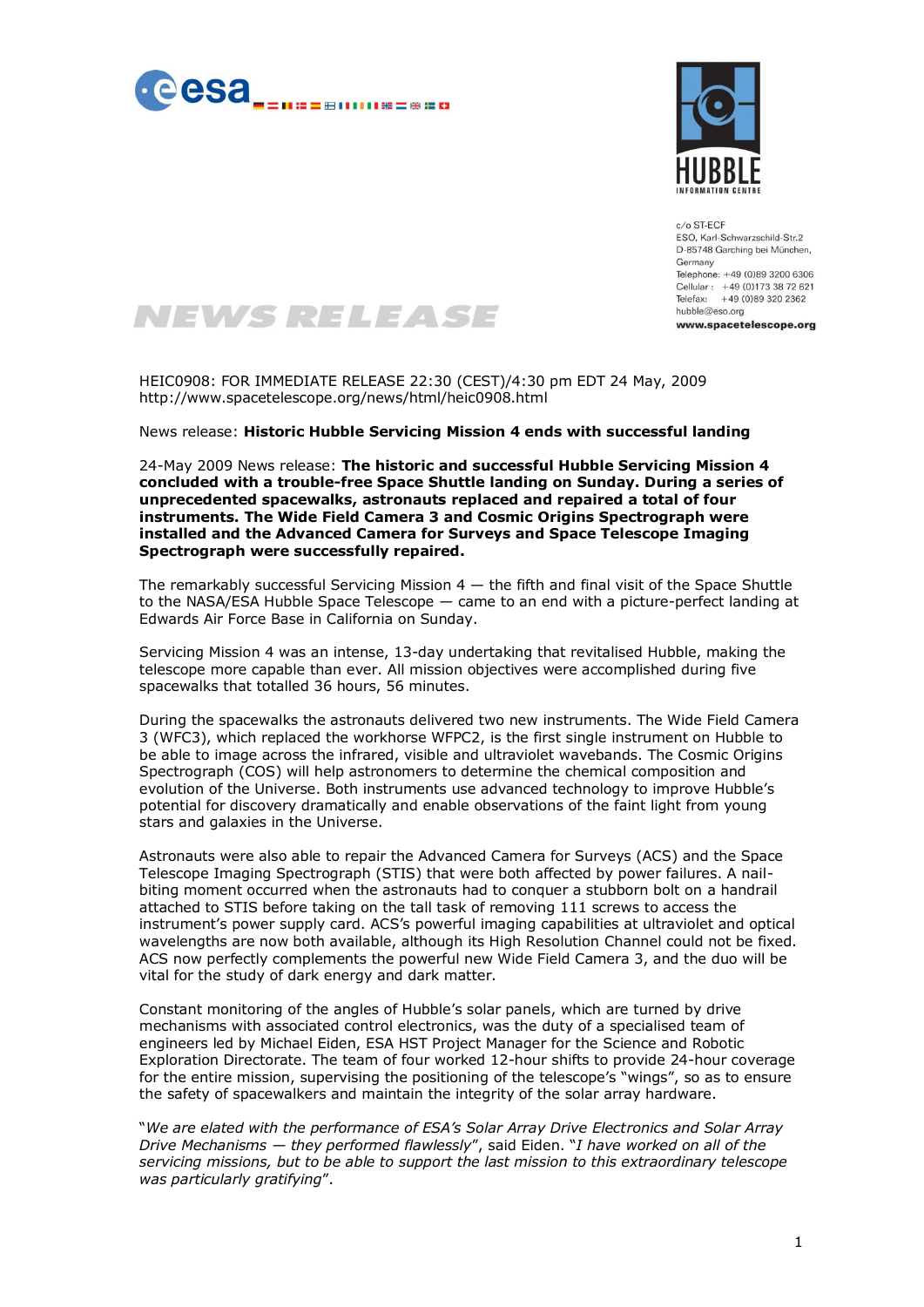c/o ST-ECF
ESO, Karl-Schwarzschild-Str.2
D-85748 Garching bei München,
Germany
Telephone: +49 (0)89 3200 6306
Cellular: +49 (0)173 38 72 621
Telefax: +49 (0)89 320 2362
hubble@eso.org
**www.spacetelescope.org**

# NEWS RELEASE

HEIC0908: FOR IMMEDIATE RELEASE 22:30 (CEST)/4:30 pm EDT 24 May, 2009
http://www.spacetelescope.org/news/html/heic0908.html

News release: **Historic Hubble Servicing Mission 4 ends with successful landing**

24-May 2009 News release: **The historic and successful Hubble Servicing Mission 4 concluded with a trouble-free Space Shuttle landing on Sunday. During a series of unprecedented spacewalks, astronauts replaced and repaired a total of four instruments. The Wide Field Camera 3 and Cosmic Origins Spectrograph were installed and the Advanced Camera for Surveys and Space Telescope Imaging Spectrograph were successfully repaired.**

The remarkably successful Servicing Mission 4 — the fifth and final visit of the Space Shuttle to the NASA/ESA Hubble Space Telescope — came to an end with a picture-perfect landing at Edwards Air Force Base in California on Sunday.

Servicing Mission 4 was an intense, 13-day undertaking that revitalised Hubble, making the telescope more capable than ever. All mission objectives were accomplished during five spacewalks that totalled 36 hours, 56 minutes.

During the spacewalks the astronauts delivered two new instruments. The Wide Field Camera 3 (WFC3), which replaced the workhorse WFPC2, is the first single instrument on Hubble to be able to image across the infrared, visible and ultraviolet wavebands. The Cosmic Origins Spectrograph (COS) will help astronomers to determine the chemical composition and evolution of the Universe. Both instruments use advanced technology to improve Hubble's potential for discovery dramatically and enable observations of the faint light from young stars and galaxies in the Universe.

Astronauts were also able to repair the Advanced Camera for Surveys (ACS) and the Space Telescope Imaging Spectrograph (STIS) that were both affected by power failures. A nail-biting moment occurred when the astronauts had to conquer a stubborn bolt on a handrail attached to STIS before taking on the tall task of removing 111 screws to access the instrument's power supply card. ACS's powerful imaging capabilities at ultraviolet and optical wavelengths are now both available, although its High Resolution Channel could not be fixed. ACS now perfectly complements the powerful new Wide Field Camera 3, and the duo will be vital for the study of dark energy and dark matter.

Constant monitoring of the angles of Hubble's solar panels, which are turned by drive mechanisms with associated control electronics, was the duty of a specialised team of engineers led by Michael Eiden, ESA HST Project Manager for the Science and Robotic Exploration Directorate. The team of four worked 12-hour shifts to provide 24-hour coverage for the entire mission, supervising the positioning of the telescope's "wings", so as to ensure the safety of spacewalkers and maintain the integrity of the solar array hardware.

"*We are elated with the performance of ESA's Solar Array Drive Electronics and Solar Array Drive Mechanisms — they performed flawlessly*", said Eiden. "*I have worked on all of the servicing missions, but to be able to support the last mission to this extraordinary telescope was particularly gratifying*".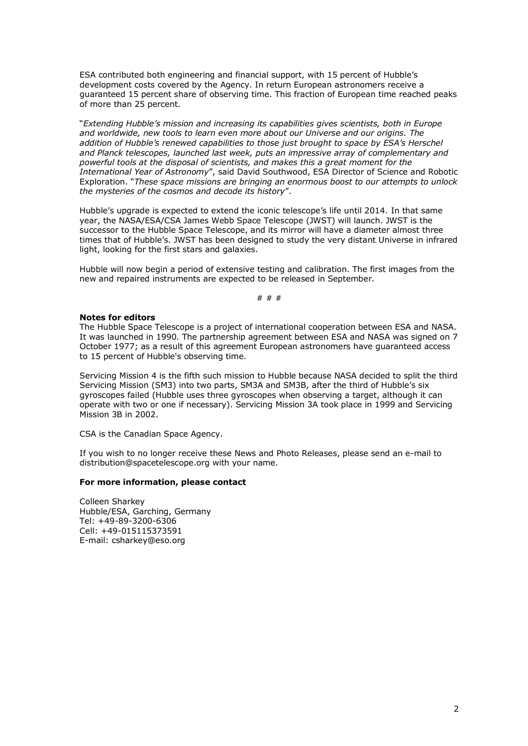ESA contributed both engineering and financial support, with 15 percent of Hubble's development costs covered by the Agency. In return European astronomers receive a guaranteed 15 percent share of observing time. This fraction of European time reached peaks of more than 25 percent.

"*Extending Hubble's mission and increasing its capabilities gives scientists, both in Europe and worldwide, new tools to learn even more about our Universe and our origins. The addition of Hubble's renewed capabilities to those just brought to space by ESA's Herschel and Planck telescopes, launched last week, puts an impressive array of complementary and powerful tools at the disposal of scientists, and makes this a great moment for the International Year of Astronomy*", said David Southwood, ESA Director of Science and Robotic Exploration. "*These space missions are bringing an enormous boost to our attempts to unlock the mysteries of the cosmos and decode its history*".

Hubble's upgrade is expected to extend the iconic telescope's life until 2014. In that same year, the NASA/ESA/CSA James Webb Space Telescope (JWST) will launch. JWST is the successor to the Hubble Space Telescope, and its mirror will have a diameter almost three times that of Hubble's. JWST has been designed to study the very distant Universe in infrared light, looking for the first stars and galaxies.

Hubble will now begin a period of extensive testing and calibration. The first images from the new and repaired instruments are expected to be released in September.

# # #

**Notes for editors**

The Hubble Space Telescope is a project of international cooperation between ESA and NASA. It was launched in 1990. The partnership agreement between ESA and NASA was signed on 7 October 1977; as a result of this agreement European astronomers have guaranteed access to 15 percent of Hubble's observing time.

Servicing Mission 4 is the fifth such mission to Hubble because NASA decided to split the third Servicing Mission (SM3) into two parts, SM3A and SM3B, after the third of Hubble's six gyroscopes failed (Hubble uses three gyroscopes when observing a target, although it can operate with two or one if necessary). Servicing Mission 3A took place in 1999 and Servicing Mission 3B in 2002.

CSA is the Canadian Space Agency.

If you wish to no longer receive these News and Photo Releases, please send an e-mail to distribution@spacetelescope.org with your name.

**For more information, please contact**

Colleen Sharkey
Hubble/ESA, Garching, Germany
Tel: +49-89-3200-6306
Cell: +49-015115373591
E-mail: csharkey@eso.org